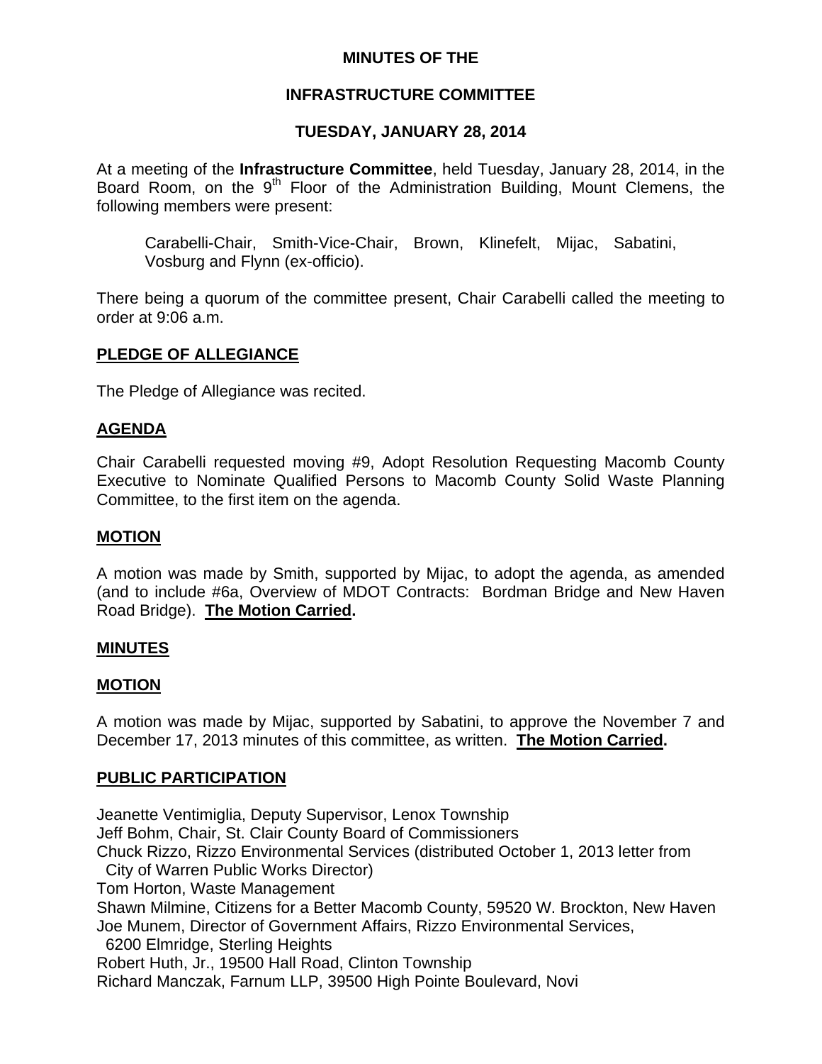# MINUTES OF THE

# INFRASTRUCTURE COMMITTEE

## TUESDAY, JANUARY 28, 2014

At a meeting of the **Infrastructure Committee**, held Tuesday, January 28, 2014, in the Board Room, on the 9th Floor of the Administration Building, Mount Clemens, the following members were present:

> Carabelli-Chair, Smith-Vice-Chair, Brown, Klinefelt, Mijac, Sabatini, Vosburg and Flynn (ex-officio).

There being a quorum of the committee present, Chair Carabelli called the meeting to order at 9:06 a.m.

## PLEDGE OF ALLEGIANCE

The Pledge of Allegiance was recited.

## AGENDA

Chair Carabelli requested moving #9, Adopt Resolution Requesting Macomb County Executive to Nominate Qualified Persons to Macomb County Solid Waste Planning Committee, to the first item on the agenda.

## MOTION

A motion was made by Smith, supported by Mijac, to adopt the agenda, as amended (and to include #6a, Overview of MDOT Contracts: Bordman Bridge and New Haven Road Bridge). **The Motion Carried.**

## MINUTES

## MOTION

A motion was made by Mijac, supported by Sabatini, to approve the November 7 and December 17, 2013 minutes of this committee, as written. **The Motion Carried.**

## PUBLIC PARTICIPATION

Jeanette Ventimiglia, Deputy Supervisor, Lenox Township  
Jeff Bohm, Chair, St. Clair County Board of Commissioners  
Chuck Rizzo, Rizzo Environmental Services (distributed October 1, 2013 letter from City of Warren Public Works Director)  
Tom Horton, Waste Management  
Shawn Milmine, Citizens for a Better Macomb County, 59520 W. Brockton, New Haven  
Joe Munem, Director of Government Affairs, Rizzo Environmental Services, 6200 Elmridge, Sterling Heights  
Robert Huth, Jr., 19500 Hall Road, Clinton Township  
Richard Manczak, Farnum LLP, 39500 High Pointe Boulevard, Novi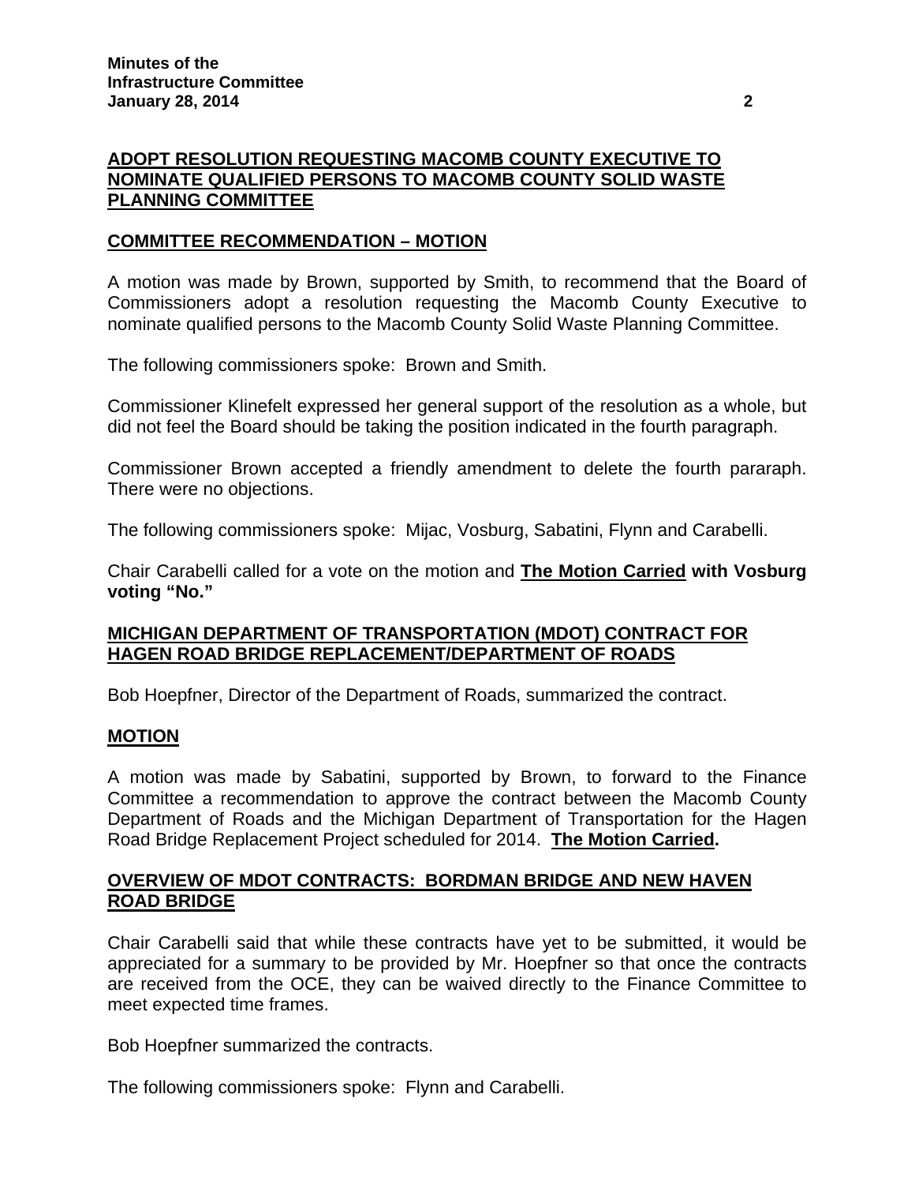**ADOPT RESOLUTION REQUESTING MACOMB COUNTY EXECUTIVE TO NOMINATE QUALIFIED PERSONS TO MACOMB COUNTY SOLID WASTE PLANNING COMMITTEE**

**COMMITTEE RECOMMENDATION – MOTION**

A motion was made by Brown, supported by Smith, to recommend that the Board of Commissioners adopt a resolution requesting the Macomb County Executive to nominate qualified persons to the Macomb County Solid Waste Planning Committee.

The following commissioners spoke: Brown and Smith.

Commissioner Klinefelt expressed her general support of the resolution as a whole, but did not feel the Board should be taking the position indicated in the fourth paragraph.

Commissioner Brown accepted a friendly amendment to delete the fourth pararaph. There were no objections.

The following commissioners spoke: Mijac, Vosburg, Sabatini, Flynn and Carabelli.

Chair Carabelli called for a vote on the motion and **The Motion Carried with Vosburg voting "No."**

**MICHIGAN DEPARTMENT OF TRANSPORTATION (MDOT) CONTRACT FOR HAGEN ROAD BRIDGE REPLACEMENT/DEPARTMENT OF ROADS**

Bob Hoepfner, Director of the Department of Roads, summarized the contract.

**MOTION**

A motion was made by Sabatini, supported by Brown, to forward to the Finance Committee a recommendation to approve the contract between the Macomb County Department of Roads and the Michigan Department of Transportation for the Hagen Road Bridge Replacement Project scheduled for 2014. **The Motion Carried.**

**OVERVIEW OF MDOT CONTRACTS: BORDMAN BRIDGE AND NEW HAVEN ROAD BRIDGE**

Chair Carabelli said that while these contracts have yet to be submitted, it would be appreciated for a summary to be provided by Mr. Hoepfner so that once the contracts are received from the OCE, they can be waived directly to the Finance Committee to meet expected time frames.

Bob Hoepfner summarized the contracts.

The following commissioners spoke: Flynn and Carabelli.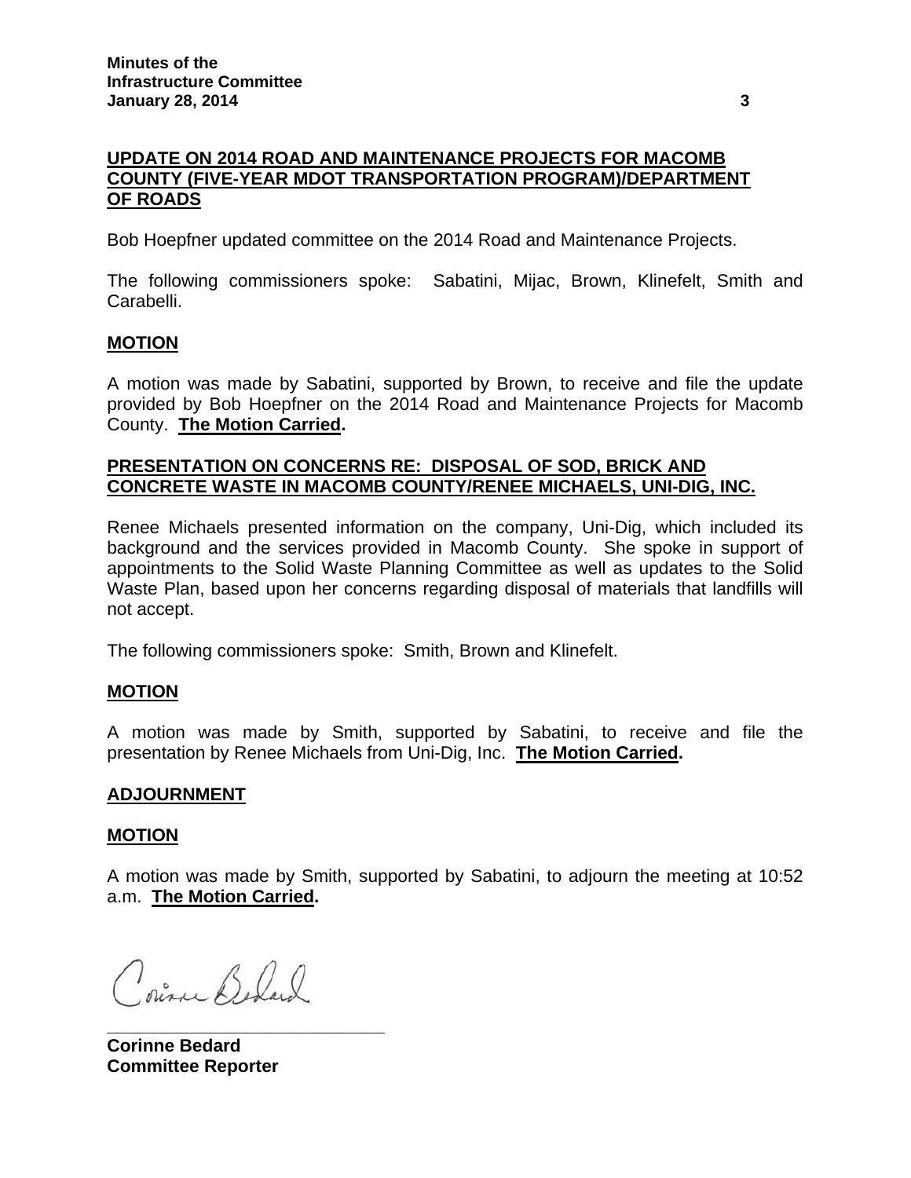## UPDATE ON 2014 ROAD AND MAINTENANCE PROJECTS FOR MACOMB COUNTY (FIVE-YEAR MDOT TRANSPORTATION PROGRAM)/DEPARTMENT OF ROADS

Bob Hoepfner updated committee on the 2014 Road and Maintenance Projects.

The following commissioners spoke: Sabatini, Mijac, Brown, Klinefelt, Smith and Carabelli.

### MOTION

A motion was made by Sabatini, supported by Brown, to receive and file the update provided by Bob Hoepfner on the 2014 Road and Maintenance Projects for Macomb County. **The Motion Carried.**

## PRESENTATION ON CONCERNS RE: DISPOSAL OF SOD, BRICK AND CONCRETE WASTE IN MACOMB COUNTY/RENEE MICHAELS, UNI-DIG, INC.

Renee Michaels presented information on the company, Uni-Dig, which included its background and the services provided in Macomb County. She spoke in support of appointments to the Solid Waste Planning Committee as well as updates to the Solid Waste Plan, based upon her concerns regarding disposal of materials that landfills will not accept.

The following commissioners spoke: Smith, Brown and Klinefelt.

### MOTION

A motion was made by Smith, supported by Sabatini, to receive and file the presentation by Renee Michaels from Uni-Dig, Inc. **The Motion Carried.**

## ADJOURNMENT

### MOTION

A motion was made by Smith, supported by Sabatini, to adjourn the meeting at 10:52 a.m. **The Motion Carried.**

Corinne Bedard

**Corinne Bedard**
**Committee Reporter**